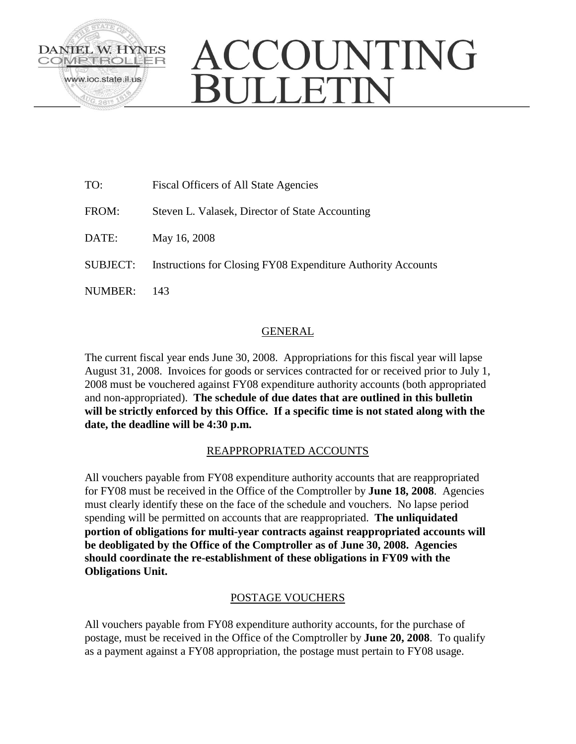DANIEL W. HYNES
COMPTROLLER
www.ioc.state.il.us

# ACCOUNTING BULLETIN

TO: Fiscal Officers of All State Agencies

FROM: Steven L. Valasek, Director of State Accounting

DATE: May 16, 2008

SUBJECT: Instructions for Closing FY08 Expenditure Authority Accounts

NUMBER: 143

## GENERAL

The current fiscal year ends June 30, 2008. Appropriations for this fiscal year will lapse August 31, 2008. Invoices for goods or services contracted for or received prior to July 1, 2008 must be vouchered against FY08 expenditure authority accounts (both appropriated and non-appropriated). **The schedule of due dates that are outlined in this bulletin will be strictly enforced by this Office. If a specific time is not stated along with the date, the deadline will be 4:30 p.m.**

## REAPPROPRIATED ACCOUNTS

All vouchers payable from FY08 expenditure authority accounts that are reappropriated for FY08 must be received in the Office of the Comptroller by **June 18, 2008**. Agencies must clearly identify these on the face of the schedule and vouchers. No lapse period spending will be permitted on accounts that are reappropriated. **The unliquidated portion of obligations for multi-year contracts against reappropriated accounts will be deobligated by the Office of the Comptroller as of June 30, 2008. Agencies should coordinate the re-establishment of these obligations in FY09 with the Obligations Unit.**

## POSTAGE VOUCHERS

All vouchers payable from FY08 expenditure authority accounts, for the purchase of postage, must be received in the Office of the Comptroller by **June 20, 2008**. To qualify as a payment against a FY08 appropriation, the postage must pertain to FY08 usage.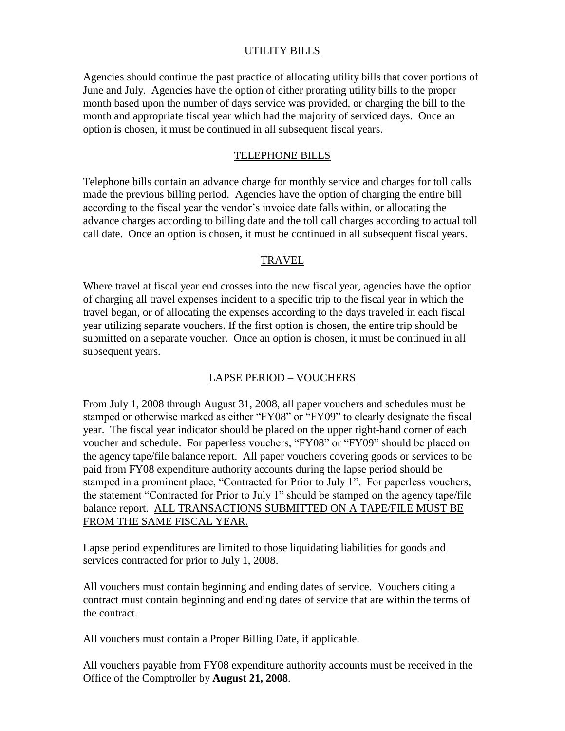## UTILITY BILLS

Agencies should continue the past practice of allocating utility bills that cover portions of June and July. Agencies have the option of either prorating utility bills to the proper month based upon the number of days service was provided, or charging the bill to the month and appropriate fiscal year which had the majority of serviced days. Once an option is chosen, it must be continued in all subsequent fiscal years.

## TELEPHONE BILLS

Telephone bills contain an advance charge for monthly service and charges for toll calls made the previous billing period. Agencies have the option of charging the entire bill according to the fiscal year the vendor's invoice date falls within, or allocating the advance charges according to billing date and the toll call charges according to actual toll call date. Once an option is chosen, it must be continued in all subsequent fiscal years.

## TRAVEL

Where travel at fiscal year end crosses into the new fiscal year, agencies have the option of charging all travel expenses incident to a specific trip to the fiscal year in which the travel began, or of allocating the expenses according to the days traveled in each fiscal year utilizing separate vouchers. If the first option is chosen, the entire trip should be submitted on a separate voucher. Once an option is chosen, it must be continued in all subsequent years.

## LAPSE PERIOD – VOUCHERS

From July 1, 2008 through August 31, 2008, all paper vouchers and schedules must be stamped or otherwise marked as either "FY08" or "FY09" to clearly designate the fiscal year. The fiscal year indicator should be placed on the upper right-hand corner of each voucher and schedule. For paperless vouchers, "FY08" or "FY09" should be placed on the agency tape/file balance report. All paper vouchers covering goods or services to be paid from FY08 expenditure authority accounts during the lapse period should be stamped in a prominent place, "Contracted for Prior to July 1". For paperless vouchers, the statement "Contracted for Prior to July 1" should be stamped on the agency tape/file balance report. ALL TRANSACTIONS SUBMITTED ON A TAPE/FILE MUST BE FROM THE SAME FISCAL YEAR.

Lapse period expenditures are limited to those liquidating liabilities for goods and services contracted for prior to July 1, 2008.

All vouchers must contain beginning and ending dates of service. Vouchers citing a contract must contain beginning and ending dates of service that are within the terms of the contract.

All vouchers must contain a Proper Billing Date, if applicable.

All vouchers payable from FY08 expenditure authority accounts must be received in the Office of the Comptroller by **August 21, 2008**.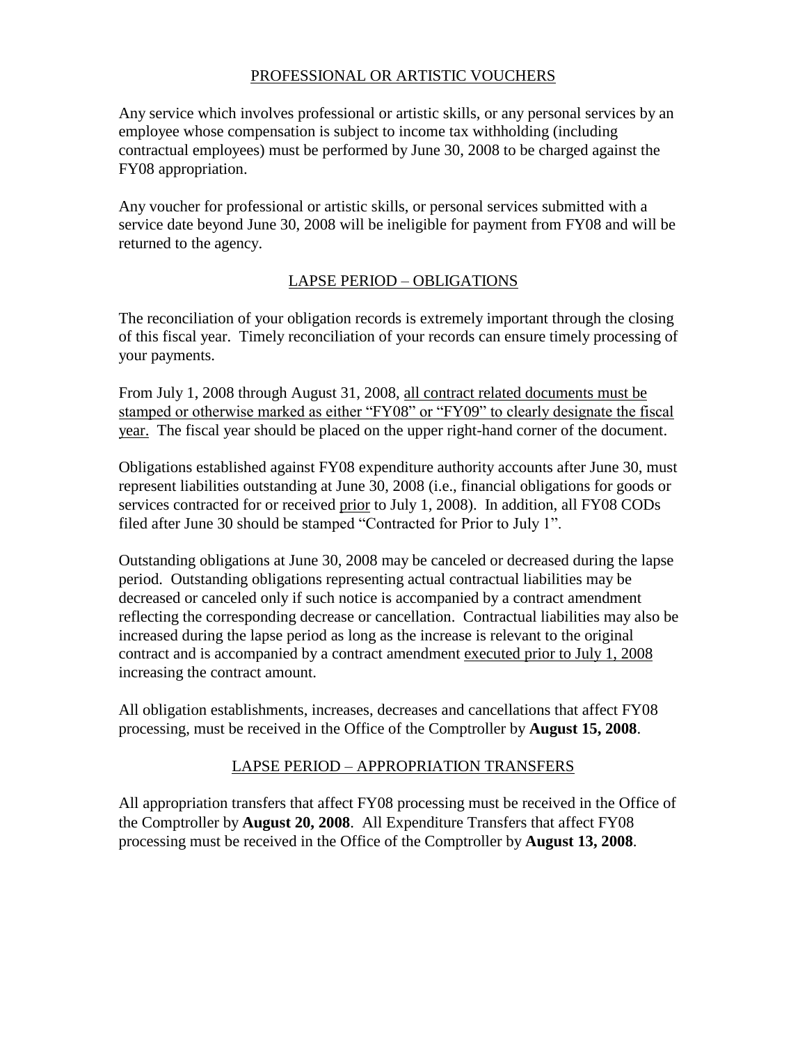## PROFESSIONAL OR ARTISTIC VOUCHERS

Any service which involves professional or artistic skills, or any personal services by an employee whose compensation is subject to income tax withholding (including contractual employees) must be performed by June 30, 2008 to be charged against the FY08 appropriation.

Any voucher for professional or artistic skills, or personal services submitted with a service date beyond June 30, 2008 will be ineligible for payment from FY08 and will be returned to the agency.

## LAPSE PERIOD – OBLIGATIONS

The reconciliation of your obligation records is extremely important through the closing of this fiscal year. Timely reconciliation of your records can ensure timely processing of your payments.

From July 1, 2008 through August 31, 2008, all contract related documents must be stamped or otherwise marked as either "FY08" or "FY09" to clearly designate the fiscal year. The fiscal year should be placed on the upper right-hand corner of the document.

Obligations established against FY08 expenditure authority accounts after June 30, must represent liabilities outstanding at June 30, 2008 (i.e., financial obligations for goods or services contracted for or received prior to July 1, 2008). In addition, all FY08 CODs filed after June 30 should be stamped "Contracted for Prior to July 1".

Outstanding obligations at June 30, 2008 may be canceled or decreased during the lapse period. Outstanding obligations representing actual contractual liabilities may be decreased or canceled only if such notice is accompanied by a contract amendment reflecting the corresponding decrease or cancellation. Contractual liabilities may also be increased during the lapse period as long as the increase is relevant to the original contract and is accompanied by a contract amendment executed prior to July 1, 2008 increasing the contract amount.

All obligation establishments, increases, decreases and cancellations that affect FY08 processing, must be received in the Office of the Comptroller by **August 15, 2008**.

## LAPSE PERIOD – APPROPRIATION TRANSFERS

All appropriation transfers that affect FY08 processing must be received in the Office of the Comptroller by **August 20, 2008**. All Expenditure Transfers that affect FY08 processing must be received in the Office of the Comptroller by **August 13, 2008**.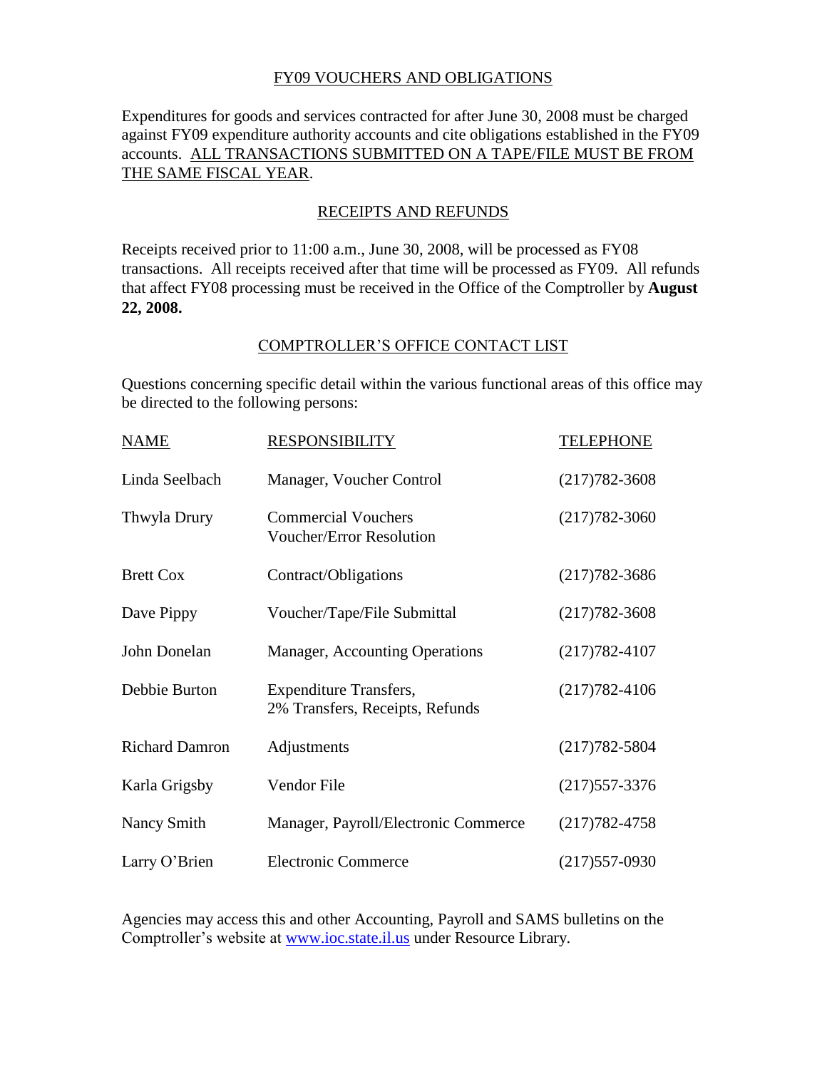## FY09 VOUCHERS AND OBLIGATIONS

Expenditures for goods and services contracted for after June 30, 2008 must be charged against FY09 expenditure authority accounts and cite obligations established in the FY09 accounts. ALL TRANSACTIONS SUBMITTED ON A TAPE/FILE MUST BE FROM THE SAME FISCAL YEAR.

## RECEIPTS AND REFUNDS

Receipts received prior to 11:00 a.m., June 30, 2008, will be processed as FY08 transactions. All receipts received after that time will be processed as FY09. All refunds that affect FY08 processing must be received in the Office of the Comptroller by **August 22, 2008.**

## COMPTROLLER'S OFFICE CONTACT LIST

Questions concerning specific detail within the various functional areas of this office may be directed to the following persons:

| NAME | RESPONSIBILITY | TELEPHONE |
|---|---|---|
| Linda Seelbach | Manager, Voucher Control | (217)782-3608 |
| Thwyla Drury | Commercial Vouchers<br>Voucher/Error Resolution | (217)782-3060 |
| Brett Cox | Contract/Obligations | (217)782-3686 |
| Dave Pippy | Voucher/Tape/File Submittal | (217)782-3608 |
| John Donelan | Manager, Accounting Operations | (217)782-4107 |
| Debbie Burton | Expenditure Transfers,<br>2% Transfers, Receipts, Refunds | (217)782-4106 |
| Richard Damron | Adjustments | (217)782-5804 |
| Karla Grigsby | Vendor File | (217)557-3376 |
| Nancy Smith | Manager, Payroll/Electronic Commerce | (217)782-4758 |
| Larry O'Brien | Electronic Commerce | (217)557-0930 |

Agencies may access this and other Accounting, Payroll and SAMS bulletins on the Comptroller's website at www.ioc.state.il.us under Resource Library.